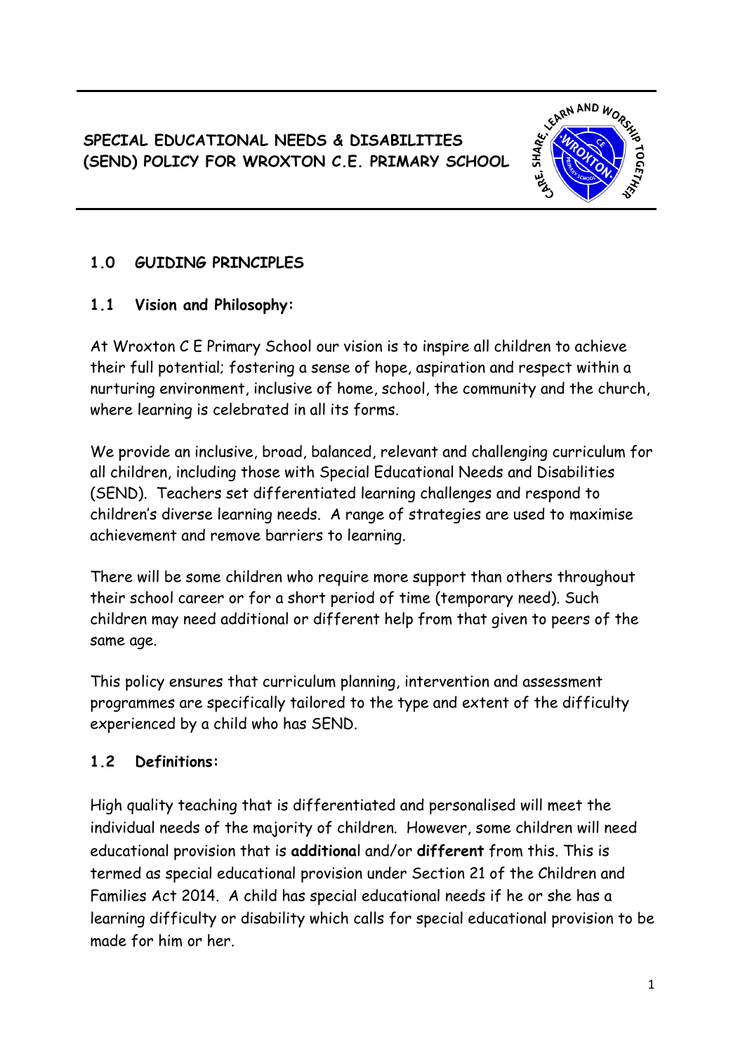# SPECIAL EDUCATIONAL NEEDS & DISABILITIES (SEND) POLICY FOR WROXTON C.E. PRIMARY SCHOOL

## 1.0 GUIDING PRINCIPLES

### 1.1 Vision and Philosophy:

At Wroxton C E Primary School our vision is to inspire all children to achieve their full potential; fostering a sense of hope, aspiration and respect within a nurturing environment, inclusive of home, school, the community and the church, where learning is celebrated in all its forms.

We provide an inclusive, broad, balanced, relevant and challenging curriculum for all children, including those with Special Educational Needs and Disabilities (SEND). Teachers set differentiated learning challenges and respond to children's diverse learning needs. A range of strategies are used to maximise achievement and remove barriers to learning.

There will be some children who require more support than others throughout their school career or for a short period of time (temporary need). Such children may need additional or different help from that given to peers of the same age.

This policy ensures that curriculum planning, intervention and assessment programmes are specifically tailored to the type and extent of the difficulty experienced by a child who has SEND.

### 1.2 Definitions:

High quality teaching that is differentiated and personalised will meet the individual needs of the majority of children. However, some children will need educational provision that is **additional** and/or **different** from this. This is termed as special educational provision under Section 21 of the Children and Families Act 2014. A child has special educational needs if he or she has a learning difficulty or disability which calls for special educational provision to be made for him or her.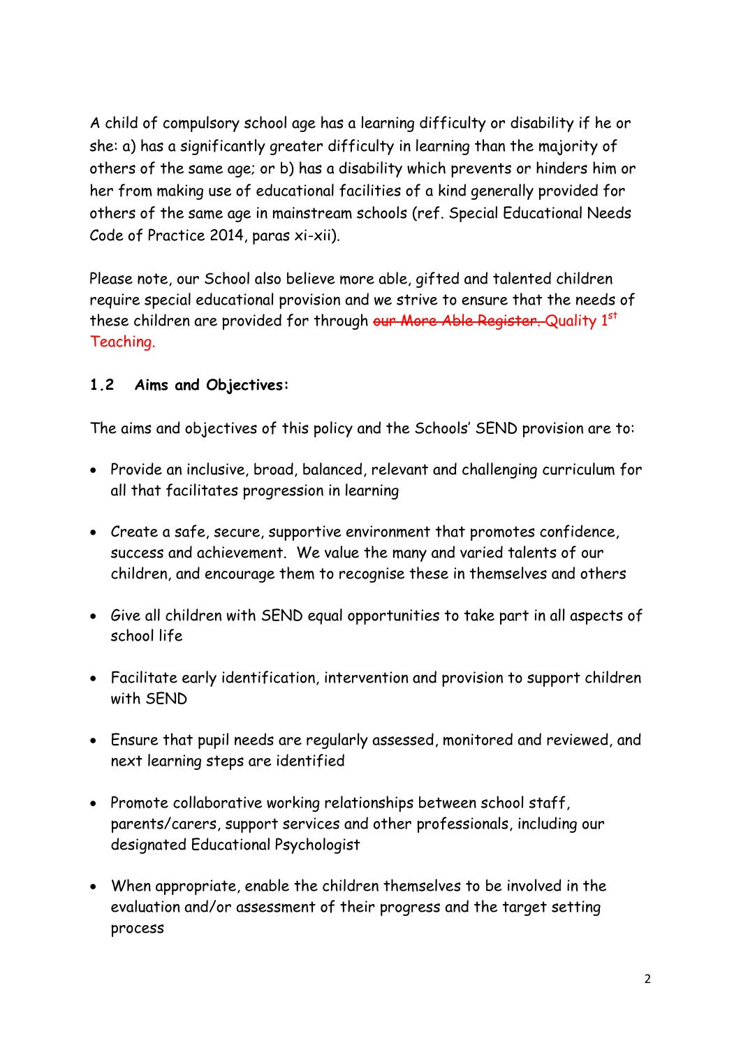A child of compulsory school age has a learning difficulty or disability if he or she: a) has a significantly greater difficulty in learning than the majority of others of the same age; or b) has a disability which prevents or hinders him or her from making use of educational facilities of a kind generally provided for others of the same age in mainstream schools (ref. Special Educational Needs Code of Practice 2014, paras xi-xii).

Please note, our School also believe more able, gifted and talented children require special educational provision and we strive to ensure that the needs of these children are provided for through ~~our More Able Register.~~ Quality 1st Teaching.

### 1.2 Aims and Objectives:

The aims and objectives of this policy and the Schools' SEND provision are to:

- Provide an inclusive, broad, balanced, relevant and challenging curriculum for all that facilitates progression in learning
- Create a safe, secure, supportive environment that promotes confidence, success and achievement. We value the many and varied talents of our children, and encourage them to recognise these in themselves and others
- Give all children with SEND equal opportunities to take part in all aspects of school life
- Facilitate early identification, intervention and provision to support children with SEND
- Ensure that pupil needs are regularly assessed, monitored and reviewed, and next learning steps are identified
- Promote collaborative working relationships between school staff, parents/carers, support services and other professionals, including our designated Educational Psychologist
- When appropriate, enable the children themselves to be involved in the evaluation and/or assessment of their progress and the target setting process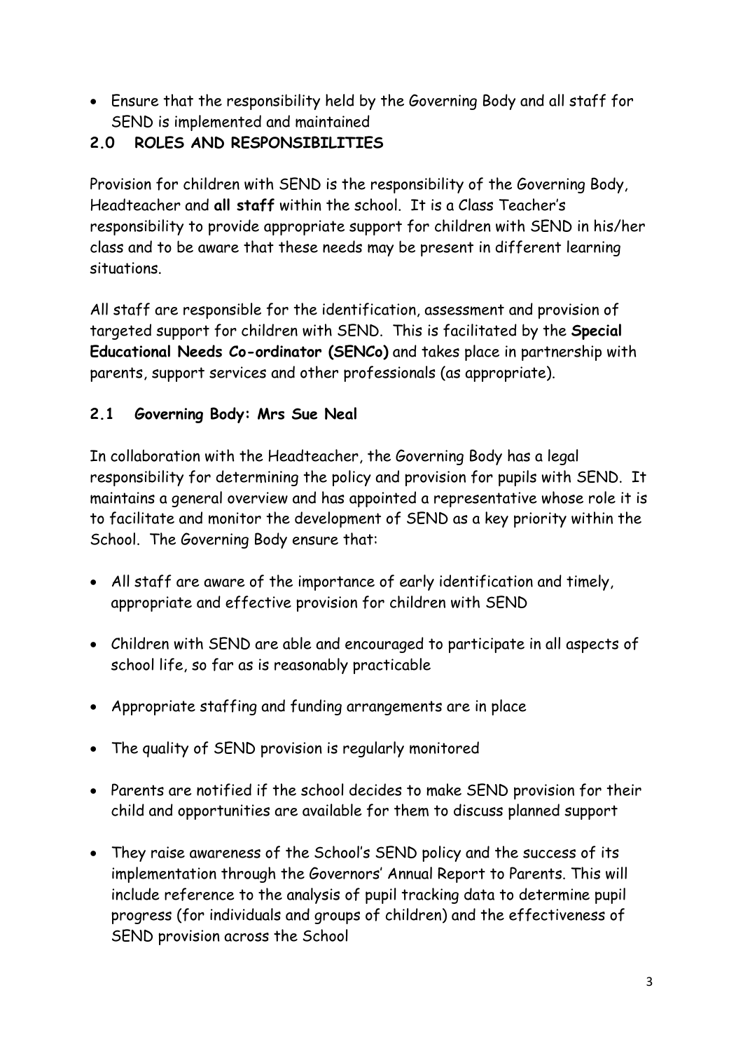- Ensure that the responsibility held by the Governing Body and all staff for SEND is implemented and maintained

## 2.0 ROLES AND RESPONSIBILITIES

Provision for children with SEND is the responsibility of the Governing Body, Headteacher and **all staff** within the school. It is a Class Teacher's responsibility to provide appropriate support for children with SEND in his/her class and to be aware that these needs may be present in different learning situations.

All staff are responsible for the identification, assessment and provision of targeted support for children with SEND. This is facilitated by the **Special Educational Needs Co-ordinator (SENCo)** and takes place in partnership with parents, support services and other professionals (as appropriate).

### 2.1 *Governing Body: Mrs Sue Neal*

In collaboration with the Headteacher, the Governing Body has a legal responsibility for determining the policy and provision for pupils with SEND. It maintains a general overview and has appointed a representative whose role it is to facilitate and monitor the development of SEND as a key priority within the School. The Governing Body ensure that:

- All staff are aware of the importance of early identification and timely, appropriate and effective provision for children with SEND
- Children with SEND are able and encouraged to participate in all aspects of school life, so far as is reasonably practicable
- Appropriate staffing and funding arrangements are in place
- The quality of SEND provision is regularly monitored
- Parents are notified if the school decides to make SEND provision for their child and opportunities are available for them to discuss planned support
- They raise awareness of the School's SEND policy and the success of its implementation through the Governors' Annual Report to Parents. This will include reference to the analysis of pupil tracking data to determine pupil progress (for individuals and groups of children) and the effectiveness of SEND provision across the School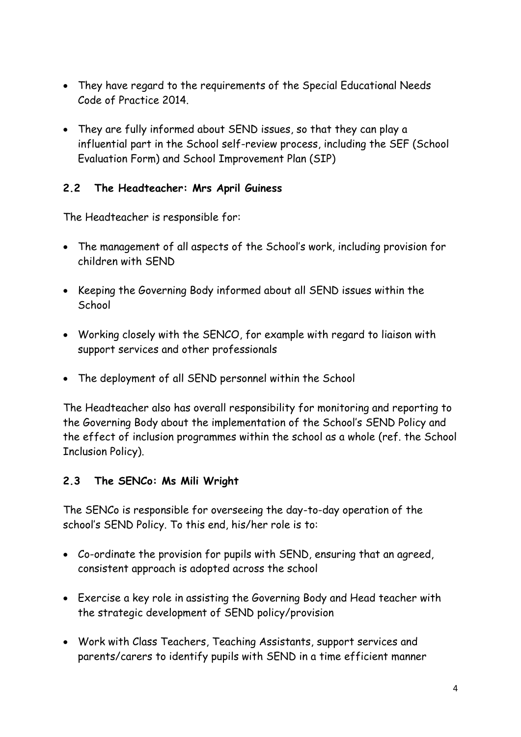- They have regard to the requirements of the Special Educational Needs Code of Practice 2014.

- They are fully informed about SEND issues, so that they can play a influential part in the School self-review process, including the SEF (School Evaluation Form) and School Improvement Plan (SIP)

### 2.2 The Headteacher: Mrs April Guiness

The Headteacher is responsible for:

- The management of all aspects of the School's work, including provision for children with SEND

- Keeping the Governing Body informed about all SEND issues within the School

- Working closely with the SENCO, for example with regard to liaison with support services and other professionals

- The deployment of all SEND personnel within the School

The Headteacher also has overall responsibility for monitoring and reporting to the Governing Body about the implementation of the School's SEND Policy and the effect of inclusion programmes within the school as a whole (ref. the School Inclusion Policy).

### 2.3 The SENCo: Ms Mili Wright

The SENCo is responsible for overseeing the day-to-day operation of the school's SEND Policy. To this end, his/her role is to:

- Co-ordinate the provision for pupils with SEND, ensuring that an agreed, consistent approach is adopted across the school

- Exercise a key role in assisting the Governing Body and Head teacher with the strategic development of SEND policy/provision

- Work with Class Teachers, Teaching Assistants, support services and parents/carers to identify pupils with SEND in a time efficient manner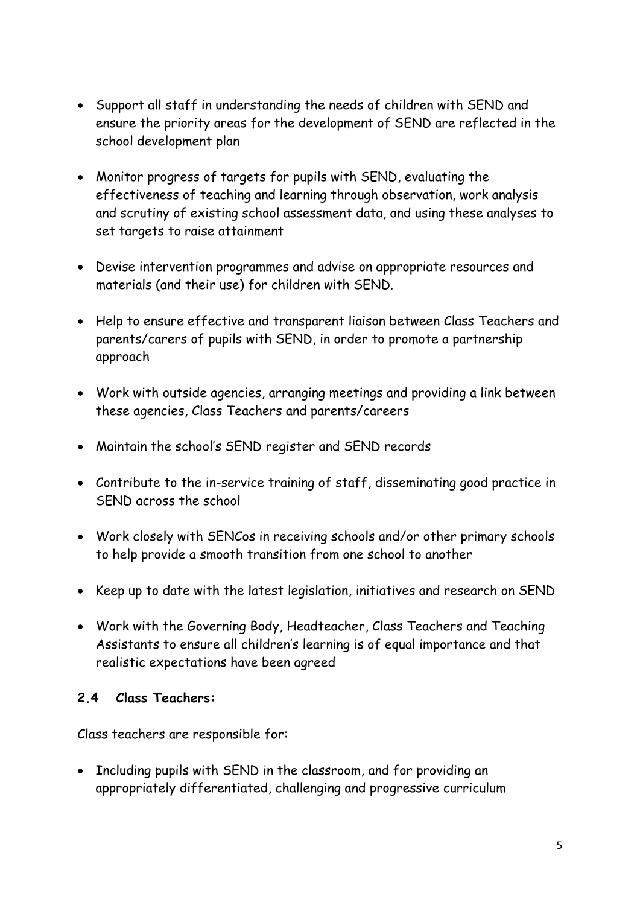- Support all staff in understanding the needs of children with SEND and ensure the priority areas for the development of SEND are reflected in the school development plan

- Monitor progress of targets for pupils with SEND, evaluating the effectiveness of teaching and learning through observation, work analysis and scrutiny of existing school assessment data, and using these analyses to set targets to raise attainment

- Devise intervention programmes and advise on appropriate resources and materials (and their use) for children with SEND.

- Help to ensure effective and transparent liaison between Class Teachers and parents/carers of pupils with SEND, in order to promote a partnership approach

- Work with outside agencies, arranging meetings and providing a link between these agencies, Class Teachers and parents/careers

- Maintain the school's SEND register and SEND records

- Contribute to the in-service training of staff, disseminating good practice in SEND across the school

- Work closely with SENCos in receiving schools and/or other primary schools to help provide a smooth transition from one school to another

- Keep up to date with the latest legislation, initiatives and research on SEND

- Work with the Governing Body, Headteacher, Class Teachers and Teaching Assistants to ensure all children's learning is of equal importance and that realistic expectations have been agreed

### 2.4 Class Teachers:

Class teachers are responsible for:

- Including pupils with SEND in the classroom, and for providing an appropriately differentiated, challenging and progressive curriculum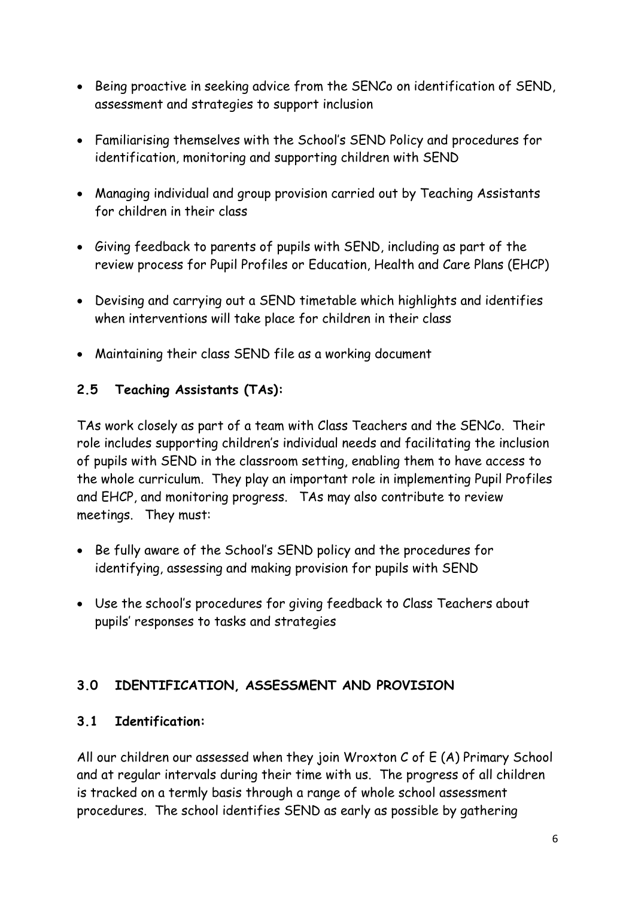- Being proactive in seeking advice from the SENCo on identification of SEND, assessment and strategies to support inclusion

- Familiarising themselves with the School's SEND Policy and procedures for identification, monitoring and supporting children with SEND

- Managing individual and group provision carried out by Teaching Assistants for children in their class

- Giving feedback to parents of pupils with SEND, including as part of the review process for Pupil Profiles or Education, Health and Care Plans (EHCP)

- Devising and carrying out a SEND timetable which highlights and identifies when interventions will take place for children in their class

- Maintaining their class SEND file as a working document

### 2.5 Teaching Assistants (TAs):

TAs work closely as part of a team with Class Teachers and the SENCo. Their role includes supporting children's individual needs and facilitating the inclusion of pupils with SEND in the classroom setting, enabling them to have access to the whole curriculum. They play an important role in implementing Pupil Profiles and EHCP, and monitoring progress. TAs may also contribute to review meetings. They must:

- Be fully aware of the School's SEND policy and the procedures for identifying, assessing and making provision for pupils with SEND

- Use the school's procedures for giving feedback to Class Teachers about pupils' responses to tasks and strategies

## 3.0 IDENTIFICATION, ASSESSMENT AND PROVISION

### 3.1 Identification:

All our children our assessed when they join Wroxton C of E (A) Primary School and at regular intervals during their time with us. The progress of all children is tracked on a termly basis through a range of whole school assessment procedures. The school identifies SEND as early as possible by gathering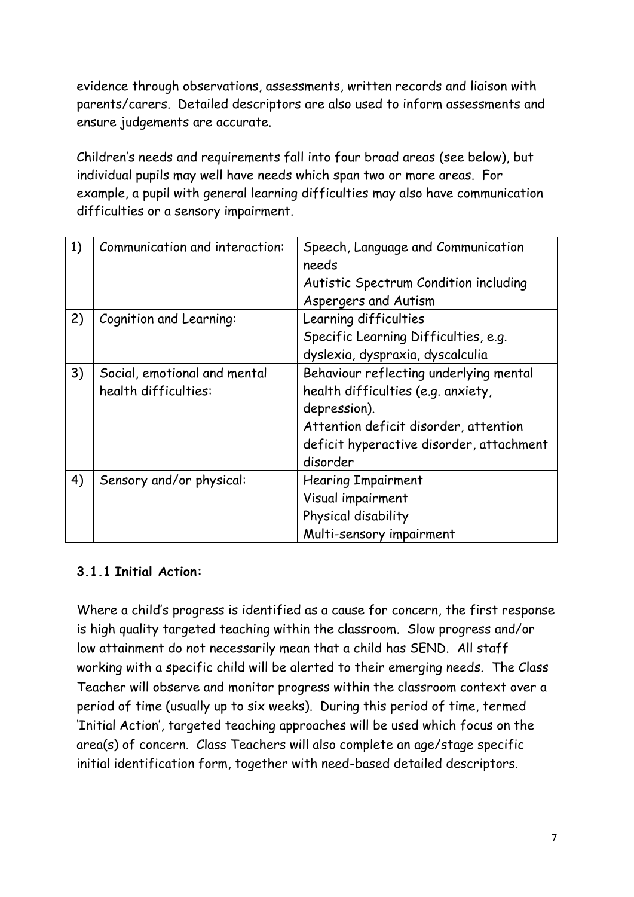evidence through observations, assessments, written records and liaison with parents/carers. Detailed descriptors are also used to inform assessments and ensure judgements are accurate.

Children's needs and requirements fall into four broad areas (see below), but individual pupils may well have needs which span two or more areas. For example, a pupil with general learning difficulties may also have communication difficulties or a sensory impairment.

| | | |
|---|---|---|
| 1) | Communication and interaction: | Speech, Language and Communication needs<br>Autistic Spectrum Condition including Aspergers and Autism |
| 2) | Cognition and Learning: | Learning difficulties<br>Specific Learning Difficulties, e.g. dyslexia, dyspraxia, dyscalculia |
| 3) | Social, emotional and mental health difficulties: | Behaviour reflecting underlying mental health difficulties (e.g. anxiety, depression).<br>Attention deficit disorder, attention deficit hyperactive disorder, attachment disorder |
| 4) | Sensory and/or physical: | Hearing Impairment<br>Visual impairment<br>Physical disability<br>Multi-sensory impairment |

### 3.1.1 Initial Action:

Where a child's progress is identified as a cause for concern, the first response is high quality targeted teaching within the classroom. Slow progress and/or low attainment do not necessarily mean that a child has SEND. All staff working with a specific child will be alerted to their emerging needs. The Class Teacher will observe and monitor progress within the classroom context over a period of time (usually up to six weeks). During this period of time, termed 'Initial Action', targeted teaching approaches will be used which focus on the area(s) of concern. Class Teachers will also complete an age/stage specific initial identification form, together with need-based detailed descriptors.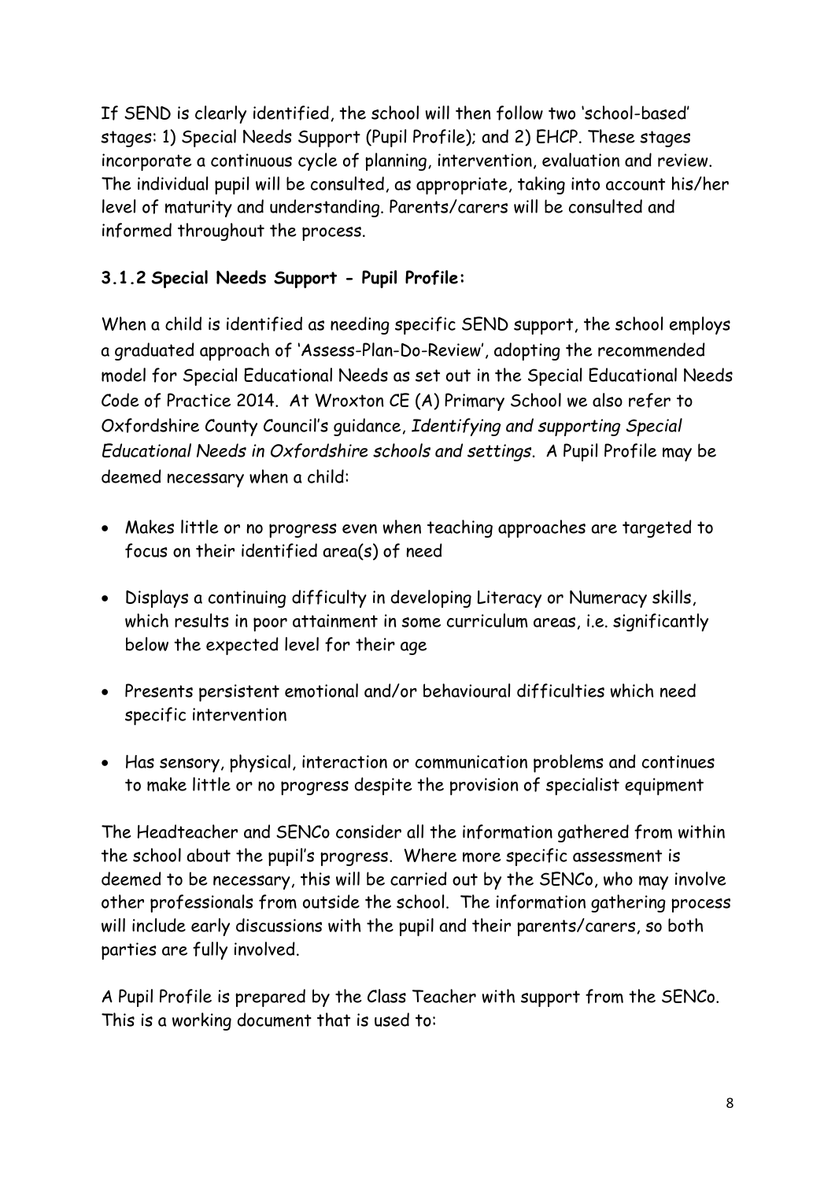If SEND is clearly identified, the school will then follow two 'school-based' stages: 1) Special Needs Support (Pupil Profile); and 2) EHCP. These stages incorporate a continuous cycle of planning, intervention, evaluation and review. The individual pupil will be consulted, as appropriate, taking into account his/her level of maturity and understanding. Parents/carers will be consulted and informed throughout the process.

### 3.1.2 Special Needs Support - Pupil Profile:

When a child is identified as needing specific SEND support, the school employs a graduated approach of 'Assess-Plan-Do-Review', adopting the recommended model for Special Educational Needs as set out in the Special Educational Needs Code of Practice 2014. At Wroxton CE (A) Primary School we also refer to Oxfordshire County Council's guidance, *Identifying and supporting Special Educational Needs in Oxfordshire schools and settings*. A Pupil Profile may be deemed necessary when a child:

- Makes little or no progress even when teaching approaches are targeted to focus on their identified area(s) of need
- Displays a continuing difficulty in developing Literacy or Numeracy skills, which results in poor attainment in some curriculum areas, i.e. significantly below the expected level for their age
- Presents persistent emotional and/or behavioural difficulties which need specific intervention
- Has sensory, physical, interaction or communication problems and continues to make little or no progress despite the provision of specialist equipment

The Headteacher and SENCo consider all the information gathered from within the school about the pupil's progress. Where more specific assessment is deemed to be necessary, this will be carried out by the SENCo, who may involve other professionals from outside the school. The information gathering process will include early discussions with the pupil and their parents/carers, so both parties are fully involved.

A Pupil Profile is prepared by the Class Teacher with support from the SENCo. This is a working document that is used to: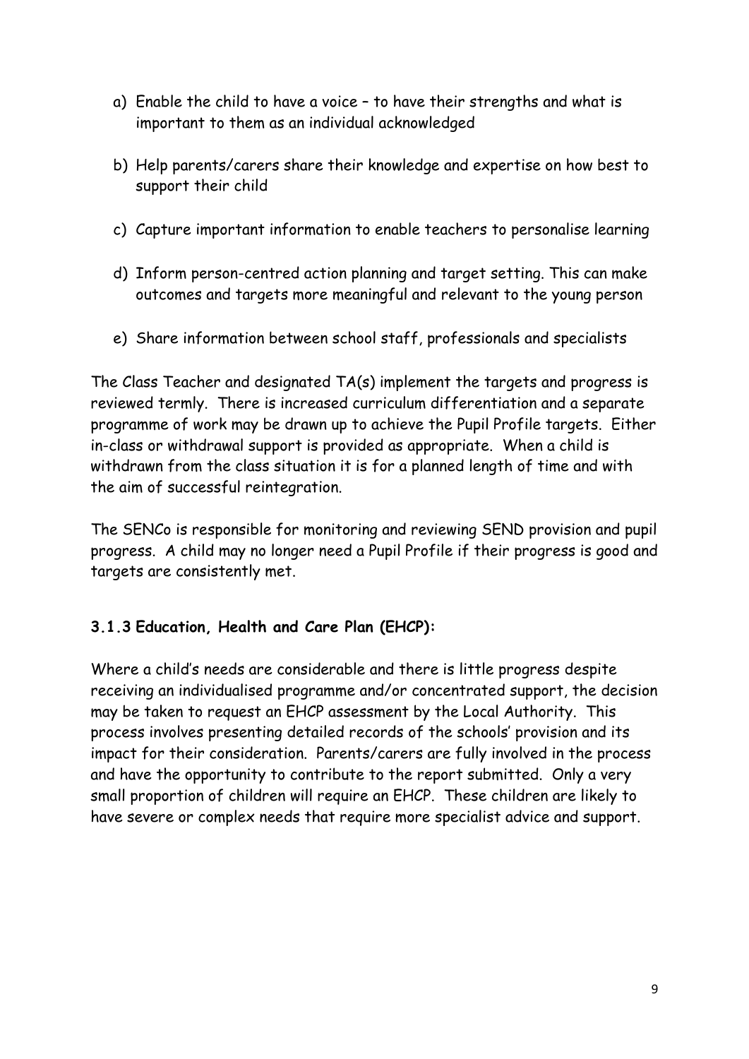a) Enable the child to have a voice – to have their strengths and what is important to them as an individual acknowledged

b) Help parents/carers share their knowledge and expertise on how best to support their child

c) Capture important information to enable teachers to personalise learning

d) Inform person-centred action planning and target setting. This can make outcomes and targets more meaningful and relevant to the young person

e) Share information between school staff, professionals and specialists

The Class Teacher and designated TA(s) implement the targets and progress is reviewed termly. There is increased curriculum differentiation and a separate programme of work may be drawn up to achieve the Pupil Profile targets. Either in-class or withdrawal support is provided as appropriate. When a child is withdrawn from the class situation it is for a planned length of time and with the aim of successful reintegration.

The SENCo is responsible for monitoring and reviewing SEND provision and pupil progress. A child may no longer need a Pupil Profile if their progress is good and targets are consistently met.

### 3.1.3 Education, Health and Care Plan (EHCP):

Where a child's needs are considerable and there is little progress despite receiving an individualised programme and/or concentrated support, the decision may be taken to request an EHCP assessment by the Local Authority. This process involves presenting detailed records of the schools' provision and its impact for their consideration. Parents/carers are fully involved in the process and have the opportunity to contribute to the report submitted. Only a very small proportion of children will require an EHCP. These children are likely to have severe or complex needs that require more specialist advice and support.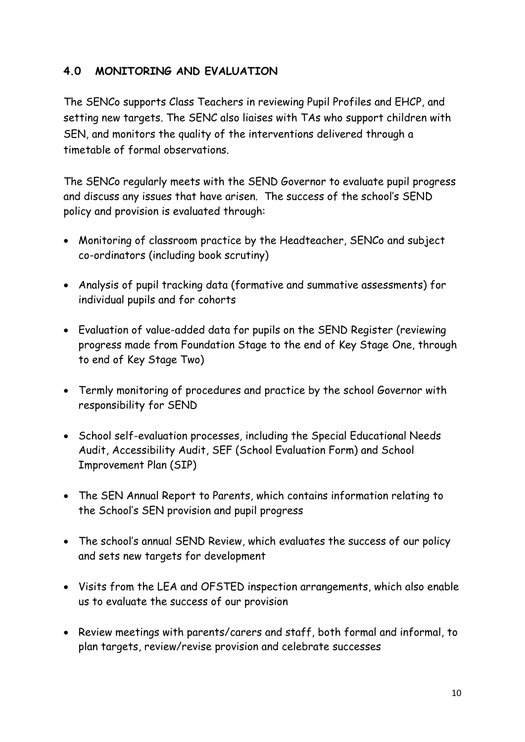## 4.0 MONITORING AND EVALUATION

The SENCo supports Class Teachers in reviewing Pupil Profiles and EHCP, and setting new targets. The SENC also liaises with TAs who support children with SEN, and monitors the quality of the interventions delivered through a timetable of formal observations.

The SENCo regularly meets with the SEND Governor to evaluate pupil progress and discuss any issues that have arisen. The success of the school's SEND policy and provision is evaluated through:

- Monitoring of classroom practice by the Headteacher, SENCo and subject co-ordinators (including book scrutiny)
- Analysis of pupil tracking data (formative and summative assessments) for individual pupils and for cohorts
- Evaluation of value-added data for pupils on the SEND Register (reviewing progress made from Foundation Stage to the end of Key Stage One, through to end of Key Stage Two)
- Termly monitoring of procedures and practice by the school Governor with responsibility for SEND
- School self-evaluation processes, including the Special Educational Needs Audit, Accessibility Audit, SEF (School Evaluation Form) and School Improvement Plan (SIP)
- The SEN Annual Report to Parents, which contains information relating to the School's SEN provision and pupil progress
- The school's annual SEND Review, which evaluates the success of our policy and sets new targets for development
- Visits from the LEA and OFSTED inspection arrangements, which also enable us to evaluate the success of our provision
- Review meetings with parents/carers and staff, both formal and informal, to plan targets, review/revise provision and celebrate successes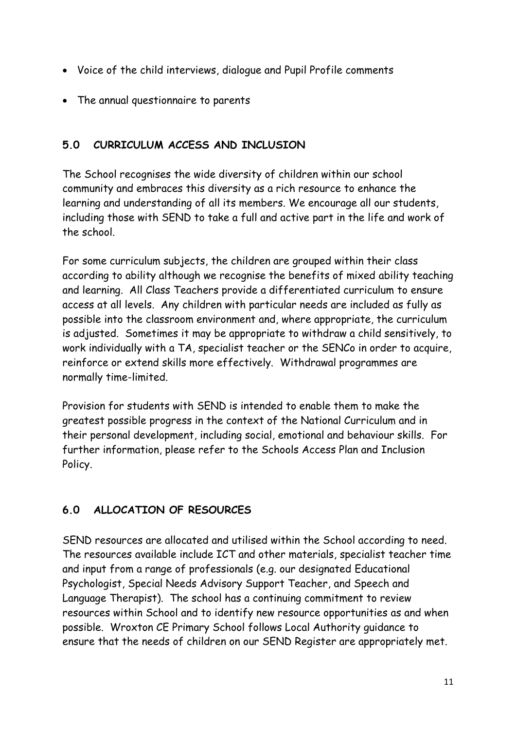- Voice of the child interviews, dialogue and Pupil Profile comments
- The annual questionnaire to parents

## 5.0 *CURRICULUM ACCESS AND INCLUSION*

The School recognises the wide diversity of children within our school community and embraces this diversity as a rich resource to enhance the learning and understanding of all its members. We encourage all our students, including those with SEND to take a full and active part in the life and work of the school.

For some curriculum subjects, the children are grouped within their class according to ability although we recognise the benefits of mixed ability teaching and learning. All Class Teachers provide a differentiated curriculum to ensure access at all levels. Any children with particular needs are included as fully as possible into the classroom environment and, where appropriate, the curriculum is adjusted. Sometimes it may be appropriate to withdraw a child sensitively, to work individually with a TA, specialist teacher or the SENCo in order to acquire, reinforce or extend skills more effectively. Withdrawal programmes are normally time-limited.

Provision for students with SEND is intended to enable them to make the greatest possible progress in the context of the National Curriculum and in their personal development, including social, emotional and behaviour skills. For further information, please refer to the Schools Access Plan and Inclusion Policy.

## 6.0 *ALLOCATION OF RESOURCES*

SEND resources are allocated and utilised within the School according to need. The resources available include ICT and other materials, specialist teacher time and input from a range of professionals (e.g. our designated Educational Psychologist, Special Needs Advisory Support Teacher, and Speech and Language Therapist). The school has a continuing commitment to review resources within School and to identify new resource opportunities as and when possible. Wroxton CE Primary School follows Local Authority guidance to ensure that the needs of children on our SEND Register are appropriately met.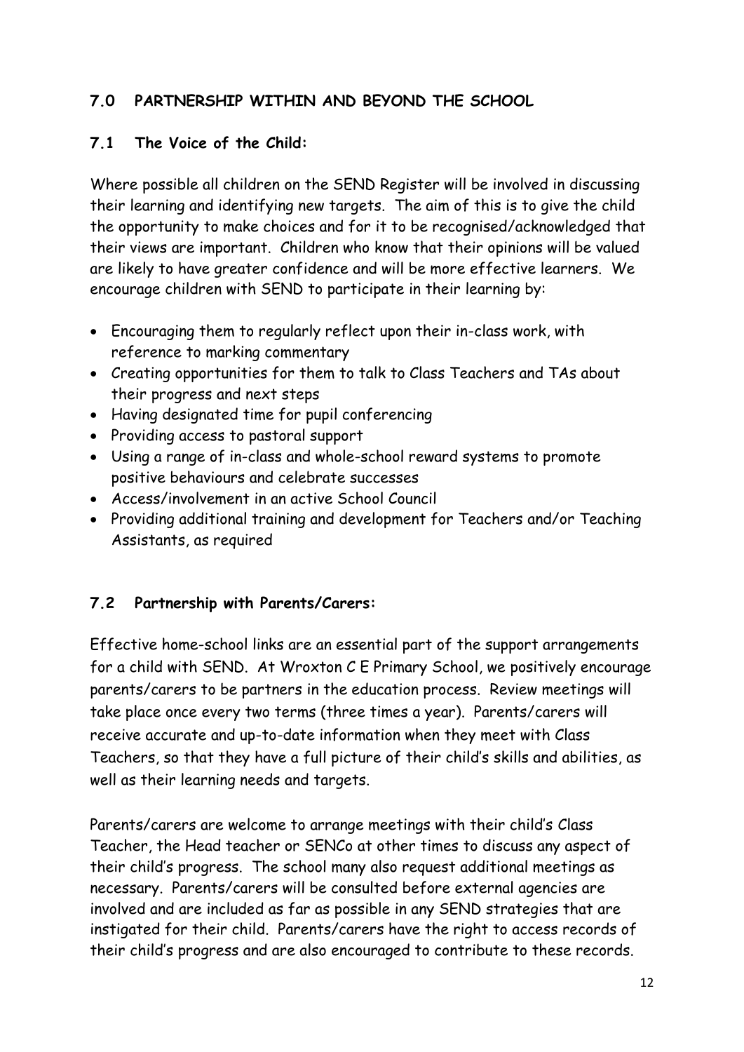## 7.0 PARTNERSHIP WITHIN AND BEYOND THE SCHOOL

### 7.1 The Voice of the Child:

Where possible all children on the SEND Register will be involved in discussing their learning and identifying new targets. The aim of this is to give the child the opportunity to make choices and for it to be recognised/acknowledged that their views are important. Children who know that their opinions will be valued are likely to have greater confidence and will be more effective learners. We encourage children with SEND to participate in their learning by:

- Encouraging them to regularly reflect upon their in-class work, with reference to marking commentary
- Creating opportunities for them to talk to Class Teachers and TAs about their progress and next steps
- Having designated time for pupil conferencing
- Providing access to pastoral support
- Using a range of in-class and whole-school reward systems to promote positive behaviours and celebrate successes
- Access/involvement in an active School Council
- Providing additional training and development for Teachers and/or Teaching Assistants, as required

### 7.2 Partnership with Parents/Carers:

Effective home-school links are an essential part of the support arrangements for a child with SEND. At Wroxton C E Primary School, we positively encourage parents/carers to be partners in the education process. Review meetings will take place once every two terms (three times a year). Parents/carers will receive accurate and up-to-date information when they meet with Class Teachers, so that they have a full picture of their child's skills and abilities, as well as their learning needs and targets.

Parents/carers are welcome to arrange meetings with their child's Class Teacher, the Head teacher or SENCo at other times to discuss any aspect of their child's progress. The school many also request additional meetings as necessary. Parents/carers will be consulted before external agencies are involved and are included as far as possible in any SEND strategies that are instigated for their child. Parents/carers have the right to access records of their child's progress and are also encouraged to contribute to these records.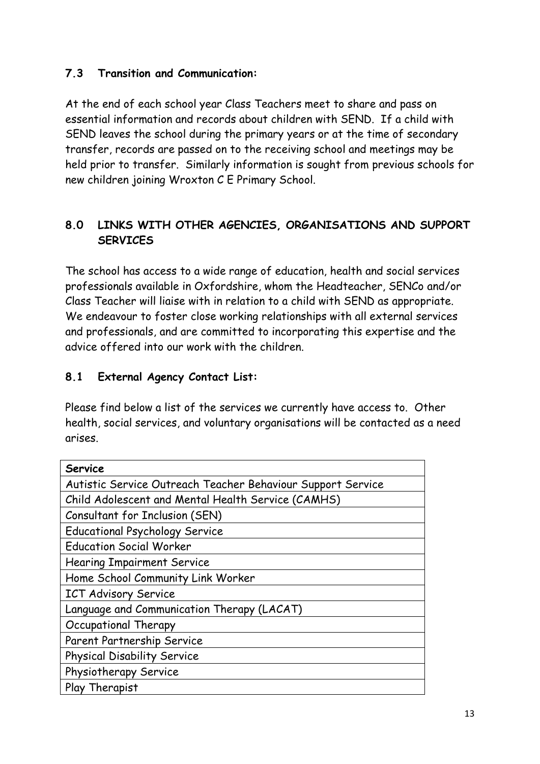### 7.3 Transition and Communication:

At the end of each school year Class Teachers meet to share and pass on essential information and records about children with SEND. If a child with SEND leaves the school during the primary years or at the time of secondary transfer, records are passed on to the receiving school and meetings may be held prior to transfer. Similarly information is sought from previous schools for new children joining Wroxton C E Primary School.

## 8.0 LINKS WITH OTHER AGENCIES, ORGANISATIONS AND SUPPORT SERVICES

The school has access to a wide range of education, health and social services professionals available in Oxfordshire, whom the Headteacher, SENCo and/or Class Teacher will liaise with in relation to a child with SEND as appropriate. We endeavour to foster close working relationships with all external services and professionals, and are committed to incorporating this expertise and the advice offered into our work with the children.

### 8.1 External Agency Contact List:

Please find below a list of the services we currently have access to. Other health, social services, and voluntary organisations will be contacted as a need arises.

| Service |
|---|
| Autistic Service Outreach Teacher Behaviour Support Service |
| Child Adolescent and Mental Health Service (CAMHS) |
| Consultant for Inclusion (SEN) |
| Educational Psychology Service |
| Education Social Worker |
| Hearing Impairment Service |
| Home School Community Link Worker |
| ICT Advisory Service |
| Language and Communication Therapy (LACAT) |
| Occupational Therapy |
| Parent Partnership Service |
| Physical Disability Service |
| Physiotherapy Service |
| Play Therapist |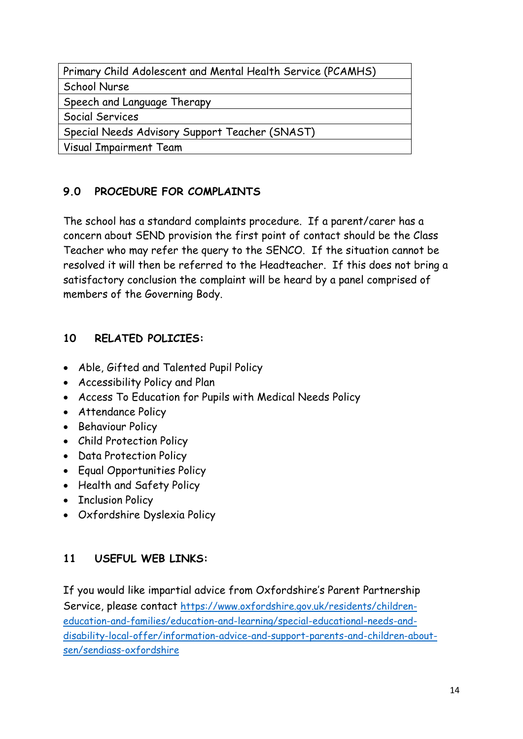| Primary Child Adolescent and Mental Health Service (PCAMHS) |
| --- |
| School Nurse |
| Speech and Language Therapy |
| Social Services |
| Special Needs Advisory Support Teacher (SNAST) |
| Visual Impairment Team |

## 9.0 PROCEDURE FOR COMPLAINTS

The school has a standard complaints procedure. If a parent/carer has a concern about SEND provision the first point of contact should be the Class Teacher who may refer the query to the SENCO. If the situation cannot be resolved it will then be referred to the Headteacher. If this does not bring a satisfactory conclusion the complaint will be heard by a panel comprised of members of the Governing Body.

## 10 RELATED POLICIES:

- Able, Gifted and Talented Pupil Policy
- Accessibility Policy and Plan
- Access To Education for Pupils with Medical Needs Policy
- Attendance Policy
- Behaviour Policy
- Child Protection Policy
- Data Protection Policy
- Equal Opportunities Policy
- Health and Safety Policy
- Inclusion Policy
- Oxfordshire Dyslexia Policy

## 11 USEFUL WEB LINKS:

If you would like impartial advice from Oxfordshire's Parent Partnership Service, please contact [https://www.oxfordshire.gov.uk/residents/children-education-and-families/education-and-learning/special-educational-needs-and-disability-local-offer/information-advice-and-support-parents-and-children-about-sen/sendiass-oxfordshire](https://www.oxfordshire.gov.uk/residents/children-education-and-families/education-and-learning/special-educational-needs-and-disability-local-offer/information-advice-and-support-parents-and-children-about-sen/sendiass-oxfordshire)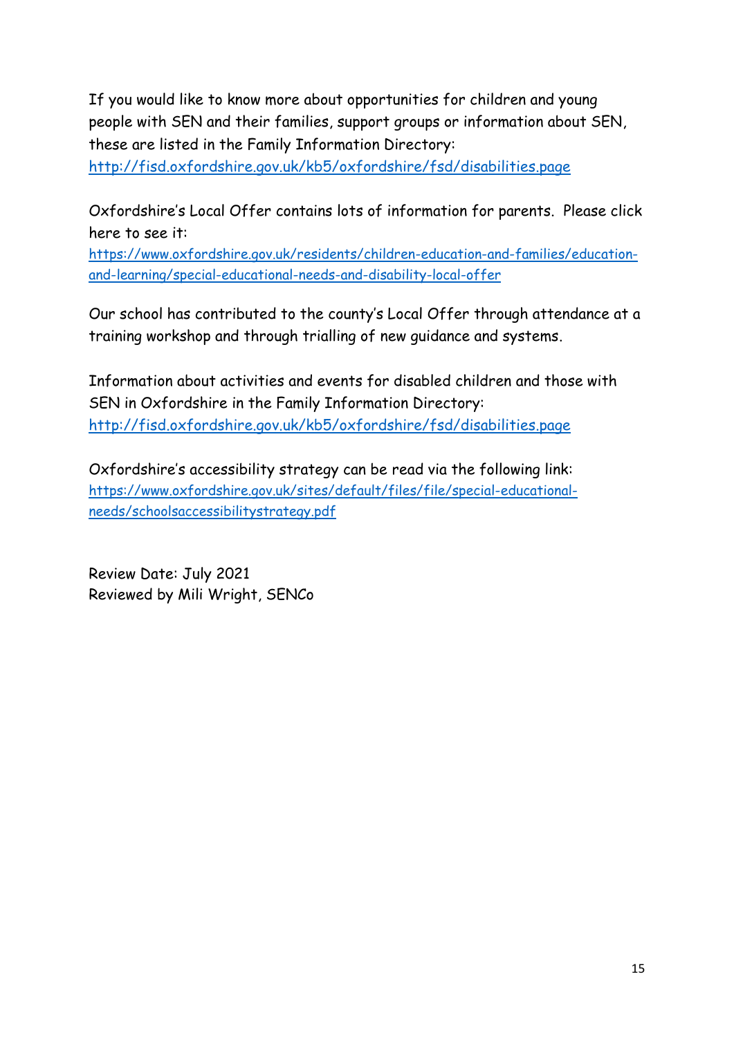If you would like to know more about opportunities for children and young people with SEN and their families, support groups or information about SEN, these are listed in the Family Information Directory:
http://fisd.oxfordshire.gov.uk/kb5/oxfordshire/fsd/disabilities.page

Oxfordshire's Local Offer contains lots of information for parents. Please click here to see it:
https://www.oxfordshire.gov.uk/residents/children-education-and-families/education-and-learning/special-educational-needs-and-disability-local-offer

Our school has contributed to the county's Local Offer through attendance at a training workshop and through trialling of new guidance and systems.

Information about activities and events for disabled children and those with SEN in Oxfordshire in the Family Information Directory:
http://fisd.oxfordshire.gov.uk/kb5/oxfordshire/fsd/disabilities.page

Oxfordshire's accessibility strategy can be read via the following link:
https://www.oxfordshire.gov.uk/sites/default/files/file/special-educational-needs/schoolsaccessibilitystrategy.pdf

Review Date: July 2021
Reviewed by Mili Wright, SENCo